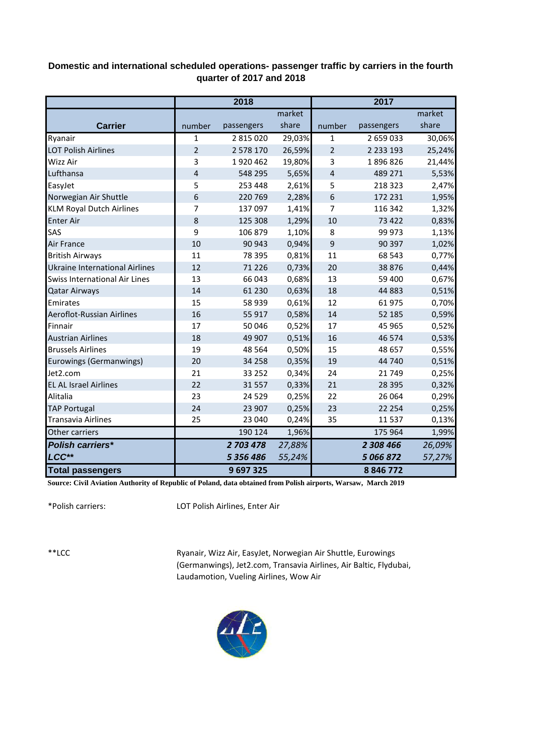## Domestic and international scheduled operations- passenger traffic by carriers in the fourth quarter of 2017 and 2018

| Carrier | 2018 | | | 2017 | | |
|---|---|---|---|---|---|---|
| | number | passengers | market share | number | passengers | market share |
| Ryanair | 1 | 2 815 020 | 29,03% | 1 | 2 659 033 | 30,06% |
| LOT Polish Airlines | 2 | 2 578 170 | 26,59% | 2 | 2 233 193 | 25,24% |
| Wizz Air | 3 | 1 920 462 | 19,80% | 3 | 1 896 826 | 21,44% |
| Lufthansa | 4 | 548 295 | 5,65% | 4 | 489 271 | 5,53% |
| EasyJet | 5 | 253 448 | 2,61% | 5 | 218 323 | 2,47% |
| Norwegian Air Shuttle | 6 | 220 769 | 2,28% | 6 | 172 231 | 1,95% |
| KLM Royal Dutch Airlines | 7 | 137 097 | 1,41% | 7 | 116 342 | 1,32% |
| Enter Air | 8 | 125 308 | 1,29% | 10 | 73 422 | 0,83% |
| SAS | 9 | 106 879 | 1,10% | 8 | 99 973 | 1,13% |
| Air France | 10 | 90 943 | 0,94% | 9 | 90 397 | 1,02% |
| British Airways | 11 | 78 395 | 0,81% | 11 | 68 543 | 0,77% |
| Ukraine International Airlines | 12 | 71 226 | 0,73% | 20 | 38 876 | 0,44% |
| Swiss International Air Lines | 13 | 66 043 | 0,68% | 13 | 59 400 | 0,67% |
| Qatar Airways | 14 | 61 230 | 0,63% | 18 | 44 883 | 0,51% |
| Emirates | 15 | 58 939 | 0,61% | 12 | 61 975 | 0,70% |
| Aeroflot-Russian Airlines | 16 | 55 917 | 0,58% | 14 | 52 185 | 0,59% |
| Finnair | 17 | 50 046 | 0,52% | 17 | 45 965 | 0,52% |
| Austrian Airlines | 18 | 49 907 | 0,51% | 16 | 46 574 | 0,53% |
| Brussels Airlines | 19 | 48 564 | 0,50% | 15 | 48 657 | 0,55% |
| Eurowings (Germanwings) | 20 | 34 258 | 0,35% | 19 | 44 740 | 0,51% |
| Jet2.com | 21 | 33 252 | 0,34% | 24 | 21 749 | 0,25% |
| EL AL Israel Airlines | 22 | 31 557 | 0,33% | 21 | 28 395 | 0,32% |
| Alitalia | 23 | 24 529 | 0,25% | 22 | 26 064 | 0,29% |
| TAP Portugal | 24 | 23 907 | 0,25% | 23 | 22 254 | 0,25% |
| Transavia Airlines | 25 | 23 040 | 0,24% | 35 | 11 537 | 0,13% |
| Other carriers | | 190 124 | 1,96% | | 175 964 | 1,99% |
| ***Polish carriers**** | | ***2 703 478*** | *27,88%* | | ***2 308 466*** | *26,09%* |
| ***LCC***** | | ***5 356 486*** | *55,24%* | | ***5 066 872*** | *57,27%* |
| **Total passengers** | | **9 697 325** | | | **8 846 772** | |

**Source: Civil Aviation Authority of Republic of Poland, data obtained from Polish airports, Warsaw, March 2019**

*Polish carriers: LOT Polish Airlines, Enter Air

**LCC Ryanair, Wizz Air, EasyJet, Norwegian Air Shuttle, Eurowings (Germanwings), Jet2.com, Transavia Airlines, Air Baltic, Flydubai, Laudamotion, Vueling Airlines, Wow Air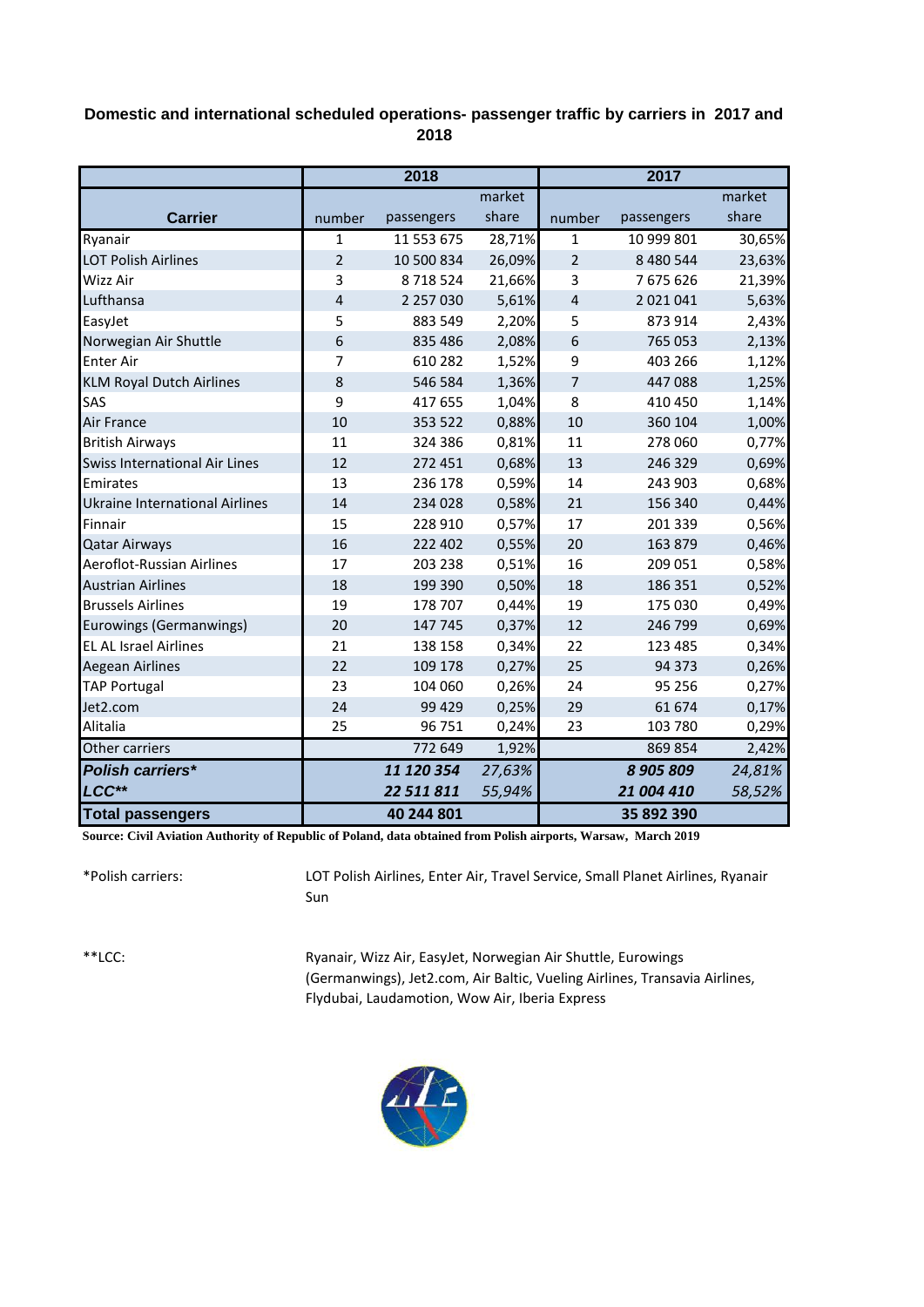# Domestic and international scheduled operations- passenger traffic by carriers in 2017 and 2018

| | 2018 | | | 2017 | | |
|---|---|---|---|---|---|---|
| **Carrier** | number | passengers | market share | number | passengers | market share |
| Ryanair | 1 | 11 553 675 | 28,71% | 1 | 10 999 801 | 30,65% |
| LOT Polish Airlines | 2 | 10 500 834 | 26,09% | 2 | 8 480 544 | 23,63% |
| Wizz Air | 3 | 8 718 524 | 21,66% | 3 | 7 675 626 | 21,39% |
| Lufthansa | 4 | 2 257 030 | 5,61% | 4 | 2 021 041 | 5,63% |
| EasyJet | 5 | 883 549 | 2,20% | 5 | 873 914 | 2,43% |
| Norwegian Air Shuttle | 6 | 835 486 | 2,08% | 6 | 765 053 | 2,13% |
| Enter Air | 7 | 610 282 | 1,52% | 9 | 403 266 | 1,12% |
| KLM Royal Dutch Airlines | 8 | 546 584 | 1,36% | 7 | 447 088 | 1,25% |
| SAS | 9 | 417 655 | 1,04% | 8 | 410 450 | 1,14% |
| Air France | 10 | 353 522 | 0,88% | 10 | 360 104 | 1,00% |
| British Airways | 11 | 324 386 | 0,81% | 11 | 278 060 | 0,77% |
| Swiss International Air Lines | 12 | 272 451 | 0,68% | 13 | 246 329 | 0,69% |
| Emirates | 13 | 236 178 | 0,59% | 14 | 243 903 | 0,68% |
| Ukraine International Airlines | 14 | 234 028 | 0,58% | 21 | 156 340 | 0,44% |
| Finnair | 15 | 228 910 | 0,57% | 17 | 201 339 | 0,56% |
| Qatar Airways | 16 | 222 402 | 0,55% | 20 | 163 879 | 0,46% |
| Aeroflot-Russian Airlines | 17 | 203 238 | 0,51% | 16 | 209 051 | 0,58% |
| Austrian Airlines | 18 | 199 390 | 0,50% | 18 | 186 351 | 0,52% |
| Brussels Airlines | 19 | 178 707 | 0,44% | 19 | 175 030 | 0,49% |
| Eurowings (Germanwings) | 20 | 147 745 | 0,37% | 12 | 246 799 | 0,69% |
| EL AL Israel Airlines | 21 | 138 158 | 0,34% | 22 | 123 485 | 0,34% |
| Aegean Airlines | 22 | 109 178 | 0,27% | 25 | 94 373 | 0,26% |
| TAP Portugal | 23 | 104 060 | 0,26% | 24 | 95 256 | 0,27% |
| Jet2.com | 24 | 99 429 | 0,25% | 29 | 61 674 | 0,17% |
| Alitalia | 25 | 96 751 | 0,24% | 23 | 103 780 | 0,29% |
| Other carriers | | 772 649 | 1,92% | | 869 854 | 2,42% |
| ***Polish carriers**** | | ***11 120 354*** | *27,63%* | | ***8 905 809*** | *24,81%* |
| ***LCC***** | | ***22 511 811*** | *55,94%* | | ***21 004 410*** | *58,52%* |
| **Total passengers** | | **40 244 801** | | | **35 892 390** | |

**Source: Civil Aviation Authority of Republic of Poland, data obtained from Polish airports, Warsaw, March 2019**

*Polish carriers: LOT Polish Airlines, Enter Air, Travel Service, Small Planet Airlines, Ryanair Sun

**LCC: Ryanair, Wizz Air, EasyJet, Norwegian Air Shuttle, Eurowings (Germanwings), Jet2.com, Air Baltic, Vueling Airlines, Transavia Airlines, Flydubai, Laudamotion, Wow Air, Iberia Express